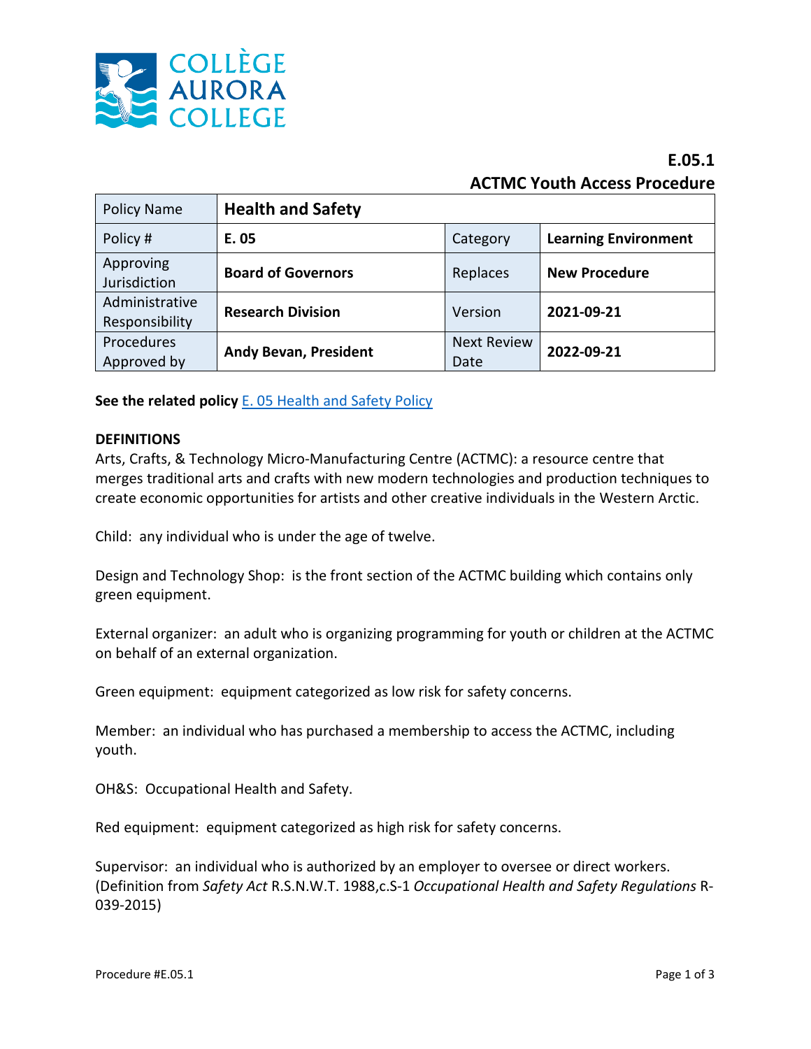# E.05.1
# ACTMC Youth Access Procedure

| Policy Name | **Health and Safety** | | |
|---|---|---|---|
| Policy # | **E. 05** | Category | **Learning Environment** |
| Approving Jurisdiction | **Board of Governors** | Replaces | **New Procedure** |
| Administrative Responsibility | **Research Division** | Version | **2021-09-21** |
| Procedures Approved by | **Andy Bevan, President** | Next Review Date | **2022-09-21** |

**See the related policy** E. 05 Health and Safety Policy

**DEFINITIONS**

Arts, Crafts, & Technology Micro-Manufacturing Centre (ACTMC): a resource centre that merges traditional arts and crafts with new modern technologies and production techniques to create economic opportunities for artists and other creative individuals in the Western Arctic.

Child: any individual who is under the age of twelve.

Design and Technology Shop: is the front section of the ACTMC building which contains only green equipment.

External organizer: an adult who is organizing programming for youth or children at the ACTMC on behalf of an external organization.

Green equipment: equipment categorized as low risk for safety concerns.

Member: an individual who has purchased a membership to access the ACTMC, including youth.

OH&S: Occupational Health and Safety.

Red equipment: equipment categorized as high risk for safety concerns.

Supervisor: an individual who is authorized by an employer to oversee or direct workers. (Definition from *Safety Act* R.S.N.W.T. 1988,c.S-1 *Occupational Health and Safety Regulations* R-039-2015)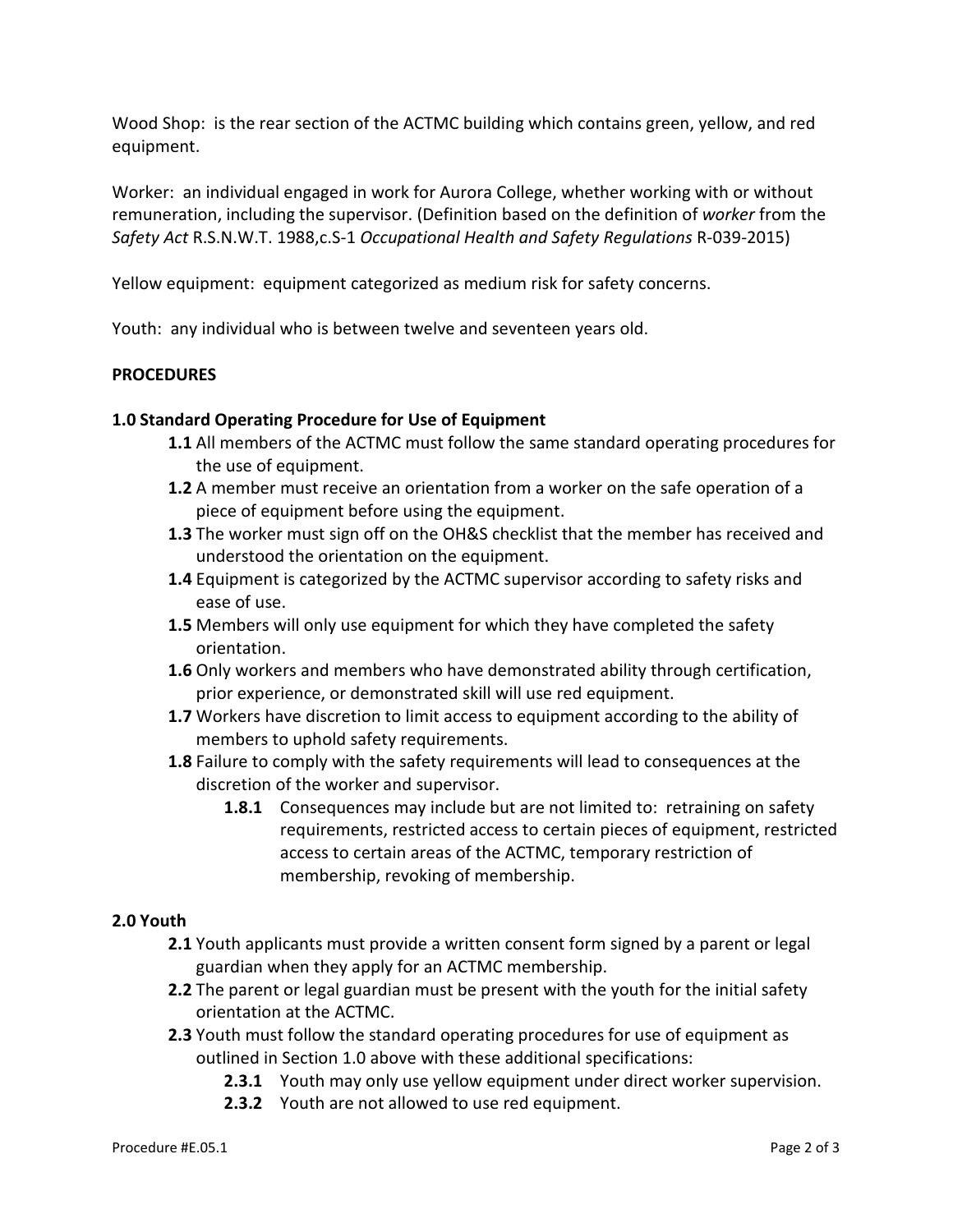Wood Shop: is the rear section of the ACTMC building which contains green, yellow, and red equipment.

Worker: an individual engaged in work for Aurora College, whether working with or without remuneration, including the supervisor. (Definition based on the definition of *worker* from the *Safety Act* R.S.N.W.T. 1988,c.S-1 *Occupational Health and Safety Regulations* R-039-2015)

Yellow equipment: equipment categorized as medium risk for safety concerns.

Youth: any individual who is between twelve and seventeen years old.

**PROCEDURES**

**1.0 Standard Operating Procedure for Use of Equipment**

- **1.1** All members of the ACTMC must follow the same standard operating procedures for the use of equipment.
- **1.2** A member must receive an orientation from a worker on the safe operation of a piece of equipment before using the equipment.
- **1.3** The worker must sign off on the OH&S checklist that the member has received and understood the orientation on the equipment.
- **1.4** Equipment is categorized by the ACTMC supervisor according to safety risks and ease of use.
- **1.5** Members will only use equipment for which they have completed the safety orientation.
- **1.6** Only workers and members who have demonstrated ability through certification, prior experience, or demonstrated skill will use red equipment.
- **1.7** Workers have discretion to limit access to equipment according to the ability of members to uphold safety requirements.
- **1.8** Failure to comply with the safety requirements will lead to consequences at the discretion of the worker and supervisor.
  - **1.8.1** Consequences may include but are not limited to: retraining on safety requirements, restricted access to certain pieces of equipment, restricted access to certain areas of the ACTMC, temporary restriction of membership, revoking of membership.

**2.0 Youth**

- **2.1** Youth applicants must provide a written consent form signed by a parent or legal guardian when they apply for an ACTMC membership.
- **2.2** The parent or legal guardian must be present with the youth for the initial safety orientation at the ACTMC.
- **2.3** Youth must follow the standard operating procedures for use of equipment as outlined in Section 1.0 above with these additional specifications:
  - **2.3.1** Youth may only use yellow equipment under direct worker supervision.
  - **2.3.2** Youth are not allowed to use red equipment.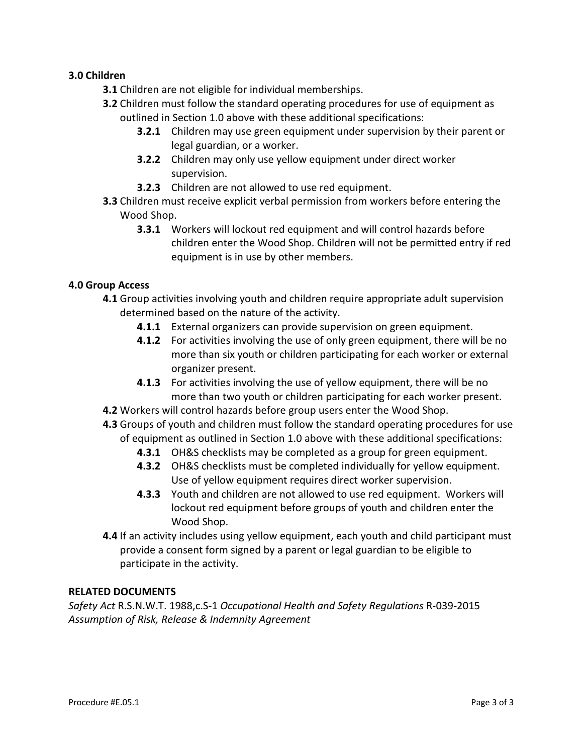### 3.0 Children

- **3.1** Children are not eligible for individual memberships.
- **3.2** Children must follow the standard operating procedures for use of equipment as outlined in Section 1.0 above with these additional specifications:
  - **3.2.1** Children may use green equipment under supervision by their parent or legal guardian, or a worker.
  - **3.2.2** Children may only use yellow equipment under direct worker supervision.
  - **3.2.3** Children are not allowed to use red equipment.
- **3.3** Children must receive explicit verbal permission from workers before entering the Wood Shop.
  - **3.3.1** Workers will lockout red equipment and will control hazards before children enter the Wood Shop. Children will not be permitted entry if red equipment is in use by other members.

### 4.0 Group Access

- **4.1** Group activities involving youth and children require appropriate adult supervision determined based on the nature of the activity.
  - **4.1.1** External organizers can provide supervision on green equipment.
  - **4.1.2** For activities involving the use of only green equipment, there will be no more than six youth or children participating for each worker or external organizer present.
  - **4.1.3** For activities involving the use of yellow equipment, there will be no more than two youth or children participating for each worker present.
- **4.2** Workers will control hazards before group users enter the Wood Shop.
- **4.3** Groups of youth and children must follow the standard operating procedures for use of equipment as outlined in Section 1.0 above with these additional specifications:
  - **4.3.1** OH&S checklists may be completed as a group for green equipment.
  - **4.3.2** OH&S checklists must be completed individually for yellow equipment. Use of yellow equipment requires direct worker supervision.
  - **4.3.3** Youth and children are not allowed to use red equipment. Workers will lockout red equipment before groups of youth and children enter the Wood Shop.
- **4.4** If an activity includes using yellow equipment, each youth and child participant must provide a consent form signed by a parent or legal guardian to be eligible to participate in the activity.

### RELATED DOCUMENTS

*Safety Act* R.S.N.W.T. 1988,c.S-1 *Occupational Health and Safety Regulations* R-039-2015
*Assumption of Risk, Release & Indemnity Agreement*

Procedure #E.05.1